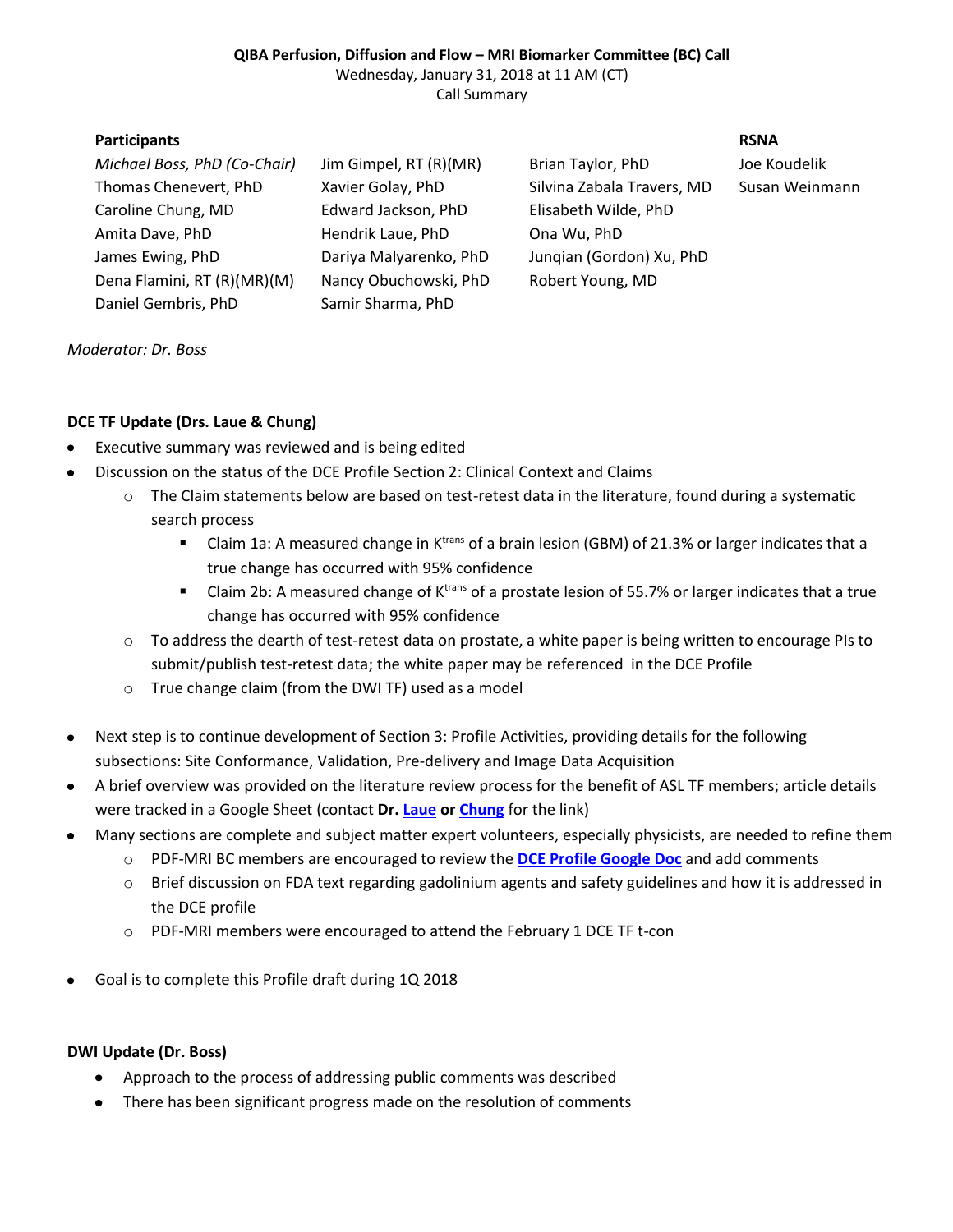**QIBA Perfusion, Diffusion and Flow – MRI Biomarker Committee (BC) Call**

Wednesday, January 31, 2018 at 11 AM (CT)

Call Summary

| Participants | | | RSNA |
|---|---|---|---|
| *Michael Boss, PhD (Co-Chair)* | Jim Gimpel, RT (R)(MR) | Brian Taylor, PhD | Joe Koudelik |
| Thomas Chenevert, PhD | Xavier Golay, PhD | Silvina Zabala Travers, MD | Susan Weinmann |
| Caroline Chung, MD | Edward Jackson, PhD | Elisabeth Wilde, PhD | |
| Amita Dave, PhD | Hendrik Laue, PhD | Ona Wu, PhD | |
| James Ewing, PhD | Dariya Malyarenko, PhD | Junqian (Gordon) Xu, PhD | |
| Dena Flamini, RT (R)(MR)(M) | Nancy Obuchowski, PhD | Robert Young, MD | |
| Daniel Gembris, PhD | Samir Sharma, PhD | | |

*Moderator: Dr. Boss*

**DCE TF Update (Drs. Laue & Chung)**

- Executive summary was reviewed and is being edited
- Discussion on the status of the DCE Profile Section 2: Clinical Context and Claims
  - The Claim statements below are based on test-retest data in the literature, found during a systematic search process
    - Claim 1a: A measured change in $K^{trans}$ of a brain lesion (GBM) of 21.3% or larger indicates that a true change has occurred with 95% confidence
    - Claim 2b: A measured change of $K^{trans}$ of a prostate lesion of 55.7% or larger indicates that a true change has occurred with 95% confidence
  - To address the dearth of test-retest data on prostate, a white paper is being written to encourage PIs to submit/publish test-retest data; the white paper may be referenced in the DCE Profile
  - True change claim (from the DWI TF) used as a model
- Next step is to continue development of Section 3: Profile Activities, providing details for the following subsections: Site Conformance, Validation, Pre-delivery and Image Data Acquisition
- A brief overview was provided on the literature review process for the benefit of ASL TF members; article details were tracked in a Google Sheet (contact **Dr. Laue or Chung** for the link)
- Many sections are complete and subject matter expert volunteers, especially physicists, are needed to refine them
  - PDF-MRI BC members are encouraged to review the **DCE Profile Google Doc** and add comments
  - Brief discussion on FDA text regarding gadolinium agents and safety guidelines and how it is addressed in the DCE profile
  - PDF-MRI members were encouraged to attend the February 1 DCE TF t-con
- Goal is to complete this Profile draft during 1Q 2018

**DWI Update (Dr. Boss)**

- Approach to the process of addressing public comments was described
- There has been significant progress made on the resolution of comments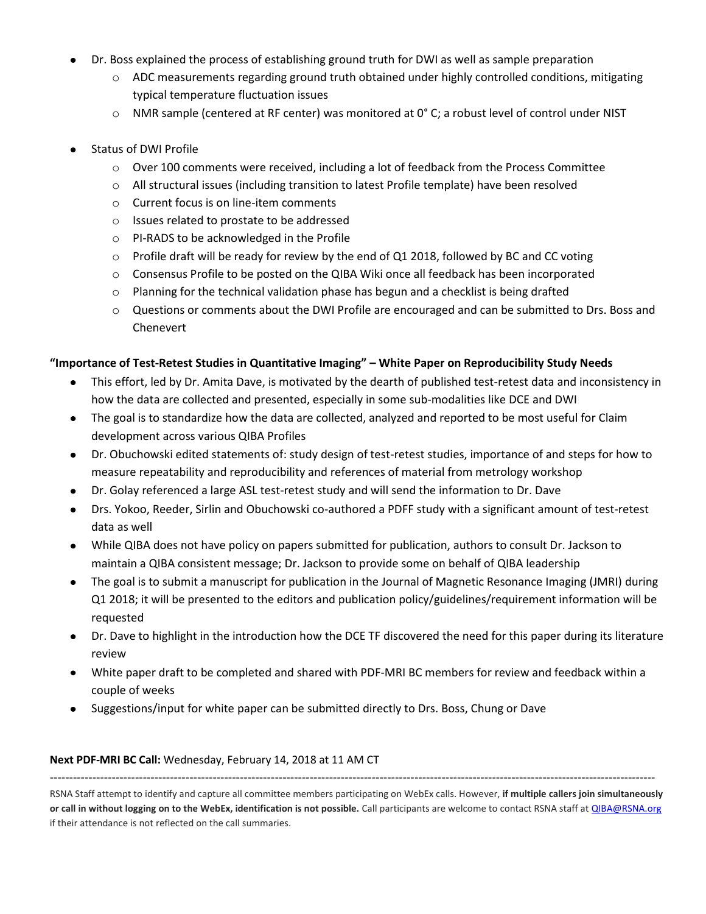- Dr. Boss explained the process of establishing ground truth for DWI as well as sample preparation
  - ADC measurements regarding ground truth obtained under highly controlled conditions, mitigating typical temperature fluctuation issues
  - NMR sample (centered at RF center) was monitored at 0° C; a robust level of control under NIST

- Status of DWI Profile
  - Over 100 comments were received, including a lot of feedback from the Process Committee
  - All structural issues (including transition to latest Profile template) have been resolved
  - Current focus is on line-item comments
  - Issues related to prostate to be addressed
  - PI-RADS to be acknowledged in the Profile
  - Profile draft will be ready for review by the end of Q1 2018, followed by BC and CC voting
  - Consensus Profile to be posted on the QIBA Wiki once all feedback has been incorporated
  - Planning for the technical validation phase has begun and a checklist is being drafted
  - Questions or comments about the DWI Profile are encouraged and can be submitted to Drs. Boss and Chenevert

**"Importance of Test-Retest Studies in Quantitative Imaging" – White Paper on Reproducibility Study Needs**

- This effort, led by Dr. Amita Dave, is motivated by the dearth of published test-retest data and inconsistency in how the data are collected and presented, especially in some sub-modalities like DCE and DWI
- The goal is to standardize how the data are collected, analyzed and reported to be most useful for Claim development across various QIBA Profiles
- Dr. Obuchowski edited statements of: study design of test-retest studies, importance of and steps for how to measure repeatability and reproducibility and references of material from metrology workshop
- Dr. Golay referenced a large ASL test-retest study and will send the information to Dr. Dave
- Drs. Yokoo, Reeder, Sirlin and Obuchowski co-authored a PDFF study with a significant amount of test-retest data as well
- While QIBA does not have policy on papers submitted for publication, authors to consult Dr. Jackson to maintain a QIBA consistent message; Dr. Jackson to provide some on behalf of QIBA leadership
- The goal is to submit a manuscript for publication in the Journal of Magnetic Resonance Imaging (JMRI) during Q1 2018; it will be presented to the editors and publication policy/guidelines/requirement information will be requested
- Dr. Dave to highlight in the introduction how the DCE TF discovered the need for this paper during its literature review
- White paper draft to be completed and shared with PDF-MRI BC members for review and feedback within a couple of weeks
- Suggestions/input for white paper can be submitted directly to Drs. Boss, Chung or Dave

**Next PDF-MRI BC Call:** Wednesday, February 14, 2018 at 11 AM CT

---

RSNA Staff attempt to identify and capture all committee members participating on WebEx calls. However, **if multiple callers join simultaneously or call in without logging on to the WebEx, identification is not possible.** Call participants are welcome to contact RSNA staff at QIBA@RSNA.org if their attendance is not reflected on the call summaries.